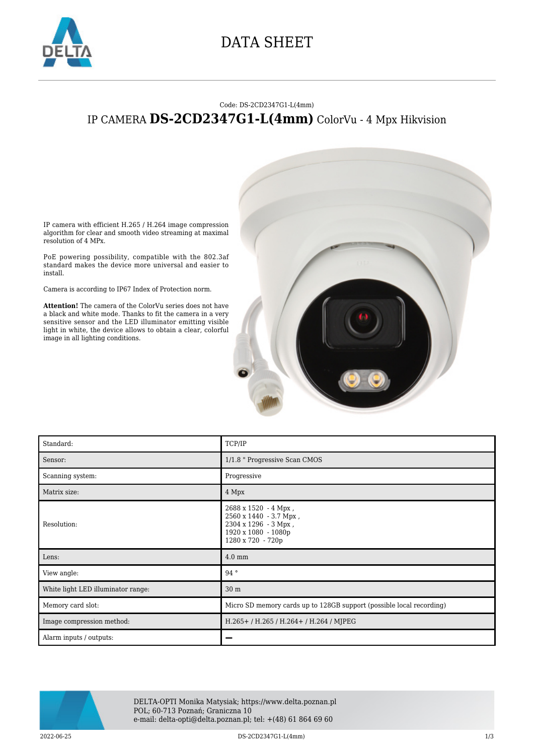# DATA SHEET

Code: DS-2CD2347G1-L(4mm)

## IP CAMERA **DS-2CD2347G1-L(4mm)** ColorVu - 4 Mpx Hikvision

IP camera with efficient H.265 / H.264 image compression algorithm for clear and smooth video streaming at maximal resolution of 4 MPx.

PoE powering possibility, compatible with the 802.3af standard makes the device more universal and easier to install.

Camera is according to IP67 Index of Protection norm.

**Attention!** The camera of the ColorVu series does not have a black and white mode. Thanks to fit the camera in a very sensitive sensor and the LED illuminator emitting visible light in white, the device allows to obtain a clear, colorful image in all lighting conditions.

| | |
|---|---|
| Standard: | TCP/IP |
| Sensor: | 1/1.8 " Progressive Scan CMOS |
| Scanning system: | Progressive |
| Matrix size: | 4 Mpx |
| Resolution: | 2688 x 1520 - 4 Mpx ,<br>2560 x 1440 - 3.7 Mpx ,<br>2304 x 1296 - 3 Mpx ,<br>1920 x 1080 - 1080p<br>1280 x 720 - 720p |
| Lens: | 4.0 mm |
| View angle: | 94 ° |
| White light LED illuminator range: | 30 m |
| Memory card slot: | Micro SD memory cards up to 128GB support (possible local recording) |
| Image compression method: | H.265+ / H.265 / H.264+ / H.264 / MJPEG |
| Alarm inputs / outputs: | − |

DELTA-OPTI Monika Matysiak; https://www.delta.poznan.pl
POL; 60-713 Poznań; Graniczna 10
e-mail: delta-opti@delta.poznan.pl; tel: +(48) 61 864 69 60

2022-06-25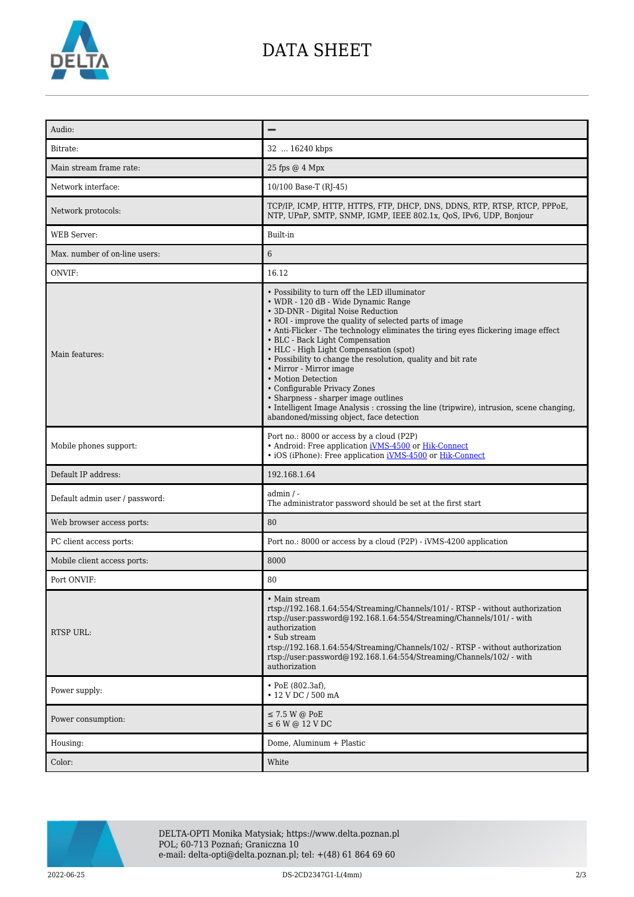# DATA SHEET

| | |
|---|---|
| Audio: | – |
| Bitrate: | 32 ... 16240 kbps |
| Main stream frame rate: | 25 fps @ 4 Mpx |
| Network interface: | 10/100 Base-T (RJ-45) |
| Network protocols: | TCP/IP, ICMP, HTTP, HTTPS, FTP, DHCP, DNS, DDNS, RTP, RTSP, RTCP, PPPoE, NTP, UPnP, SMTP, SNMP, IGMP, IEEE 802.1x, QoS, IPv6, UDP, Bonjour |
| WEB Server: | Built-in |
| Max. number of on-line users: | 6 |
| ONVIF: | 16.12 |
| Main features: | • Possibility to turn off the LED illuminator<br>• WDR - 120 dB - Wide Dynamic Range<br>• 3D-DNR - Digital Noise Reduction<br>• ROI - improve the quality of selected parts of image<br>• Anti-Flicker - The technology eliminates the tiring eyes flickering image effect<br>• BLC - Back Light Compensation<br>• HLC - High Light Compensation (spot)<br>• Possibility to change the resolution, quality and bit rate<br>• Mirror - Mirror image<br>• Motion Detection<br>• Configurable Privacy Zones<br>• Sharpness - sharper image outlines<br>• Intelligent Image Analysis : crossing the line (tripwire), intrusion, scene changing, abandoned/missing object, face detection |
| Mobile phones support: | Port no.: 8000 or access by a cloud (P2P)<br>• Android: Free application iVMS-4500 or Hik-Connect<br>• iOS (iPhone): Free application iVMS-4500 or Hik-Connect |
| Default IP address: | 192.168.1.64 |
| Default admin user / password: | admin / -<br>The administrator password should be set at the first start |
| Web browser access ports: | 80 |
| PC client access ports: | Port no.: 8000 or access by a cloud (P2P) - iVMS-4200 application |
| Mobile client access ports: | 8000 |
| Port ONVIF: | 80 |
| RTSP URL: | • Main stream<br>rtsp://192.168.1.64:554/Streaming/Channels/101/ - RTSP - without authorization<br>rtsp://user:password@192.168.1.64:554/Streaming/Channels/101/ - with authorization<br>• Sub stream<br>rtsp://192.168.1.64:554/Streaming/Channels/102/ - RTSP - without authorization<br>rtsp://user:password@192.168.1.64:554/Streaming/Channels/102/ - with authorization |
| Power supply: | • PoE (802.3af),<br>• 12 V DC / 500 mA |
| Power consumption: | ≤ 7.5 W @ PoE<br>≤ 6 W @ 12 V DC |
| Housing: | Dome, Aluminum + Plastic |
| Color: | White |

DELTA-OPTI Monika Matysiak; https://www.delta.poznan.pl
POL; 60-713 Poznań; Graniczna 10
e-mail: delta-opti@delta.poznan.pl; tel: +(48) 61 864 69 60

2022-06-25 DS-2CD2347G1-L(4mm)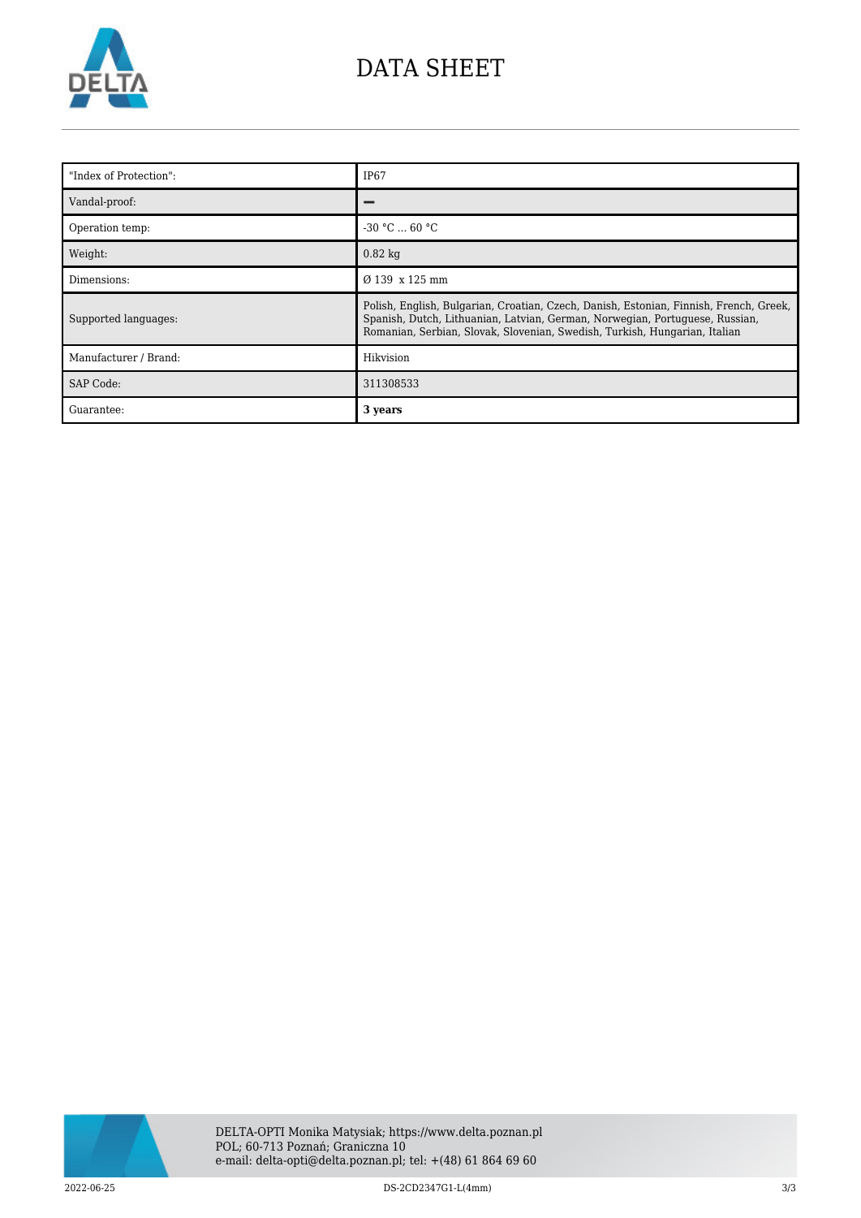# DATA SHEET

| | |
|---|---|
| "Index of Protection": | IP67 |
| Vandal-proof: | – |
| Operation temp: | -30 °C ... 60 °C |
| Weight: | 0.82 kg |
| Dimensions: | Ø 139 x 125 mm |
| Supported languages: | Polish, English, Bulgarian, Croatian, Czech, Danish, Estonian, Finnish, French, Greek, Spanish, Dutch, Lithuanian, Latvian, German, Norwegian, Portuguese, Russian, Romanian, Serbian, Slovak, Slovenian, Swedish, Turkish, Hungarian, Italian |
| Manufacturer / Brand: | Hikvision |
| SAP Code: | 311308533 |
| Guarantee: | **3 years** |

DELTA-OPTI Monika Matysiak; https://www.delta.poznan.pl
POL; 60-713 Poznań; Graniczna 10
e-mail: delta-opti@delta.poznan.pl; tel: +(48) 61 864 69 60

2022-06-25 DS-2CD2347G1-L(4mm)